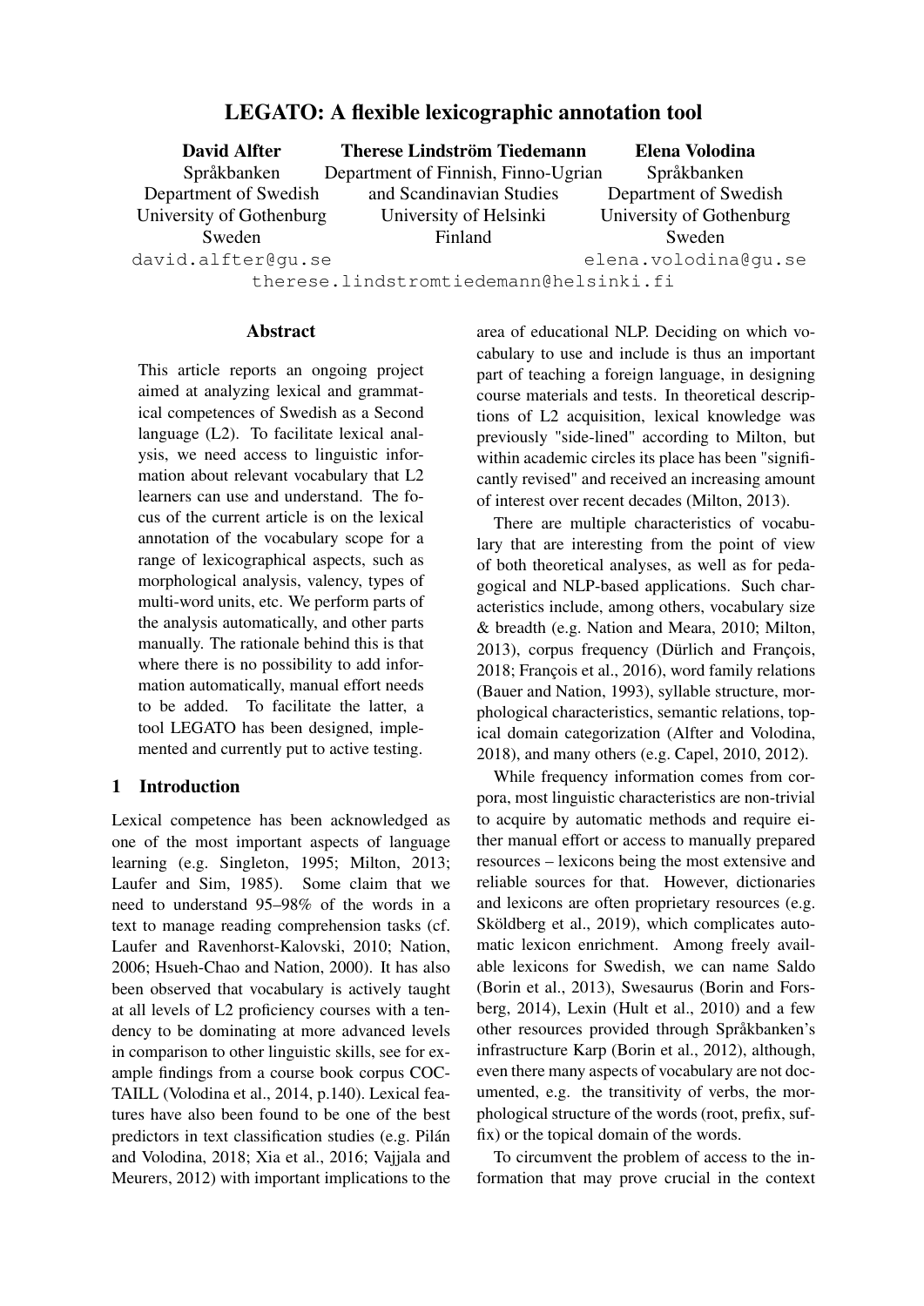# LEGATO: A flexible lexicographic annotation tool

**David Alfter**
Språkbanken
Department of Swedish
University of Gothenburg
Sweden
david.alfter@gu.se

**Therese Lindström Tiedemann**
Department of Finnish, Finno-Ugrian and Scandinavian Studies
University of Helsinki
Finland
therese.lindstromtiedemann@helsinki.fi

**Elena Volodina**
Språkbanken
Department of Swedish
University of Gothenburg
Sweden
elena.volodina@gu.se

## Abstract

This article reports an ongoing project aimed at analyzing lexical and grammatical competences of Swedish as a Second language (L2). To facilitate lexical analysis, we need access to linguistic information about relevant vocabulary that L2 learners can use and understand. The focus of the current article is on the lexical annotation of the vocabulary scope for a range of lexicographical aspects, such as morphological analysis, valency, types of multi-word units, etc. We perform parts of the analysis automatically, and other parts manually. The rationale behind this is that where there is no possibility to add information automatically, manual effort needs to be added. To facilitate the latter, a tool LEGATO has been designed, implemented and currently put to active testing.

## 1 Introduction

Lexical competence has been acknowledged as one of the most important aspects of language learning (e.g. Singleton, 1995; Milton, 2013; Laufer and Sim, 1985). Some claim that we need to understand 95–98% of the words in a text to manage reading comprehension tasks (cf. Laufer and Ravenhorst-Kalovski, 2010; Nation, 2006; Hsueh-Chao and Nation, 2000). It has also been observed that vocabulary is actively taught at all levels of L2 proficiency courses with a tendency to be dominating at more advanced levels in comparison to other linguistic skills, see for example findings from a course book corpus COCTAILL (Volodina et al., 2014, p.140). Lexical features have also been found to be one of the best predictors in text classification studies (e.g. Pilán and Volodina, 2018; Xia et al., 2016; Vajjala and Meurers, 2012) with important implications to the area of educational NLP. Deciding on which vocabulary to use and include is thus an important part of teaching a foreign language, in designing course materials and tests. In theoretical descriptions of L2 acquisition, lexical knowledge was previously "side-lined" according to Milton, but within academic circles its place has been "significantly revised" and received an increasing amount of interest over recent decades (Milton, 2013).

There are multiple characteristics of vocabulary that are interesting from the point of view of both theoretical analyses, as well as for pedagogical and NLP-based applications. Such characteristics include, among others, vocabulary size & breadth (e.g. Nation and Meara, 2010; Milton, 2013), corpus frequency (Dürlich and François, 2018; François et al., 2016), word family relations (Bauer and Nation, 1993), syllable structure, morphological characteristics, semantic relations, topical domain categorization (Alfter and Volodina, 2018), and many others (e.g. Capel, 2010, 2012).

While frequency information comes from corpora, most linguistic characteristics are non-trivial to acquire by automatic methods and require either manual effort or access to manually prepared resources – lexicons being the most extensive and reliable sources for that. However, dictionaries and lexicons are often proprietary resources (e.g. Sköldberg et al., 2019), which complicates automatic lexicon enrichment. Among freely available lexicons for Swedish, we can name Saldo (Borin et al., 2013), Swesaurus (Borin and Forsberg, 2014), Lexin (Hult et al., 2010) and a few other resources provided through Språkbanken's infrastructure Karp (Borin et al., 2012), although, even there many aspects of vocabulary are not documented, e.g. the transitivity of verbs, the morphological structure of the words (root, prefix, suffix) or the topical domain of the words.

To circumvent the problem of access to the information that may prove crucial in the context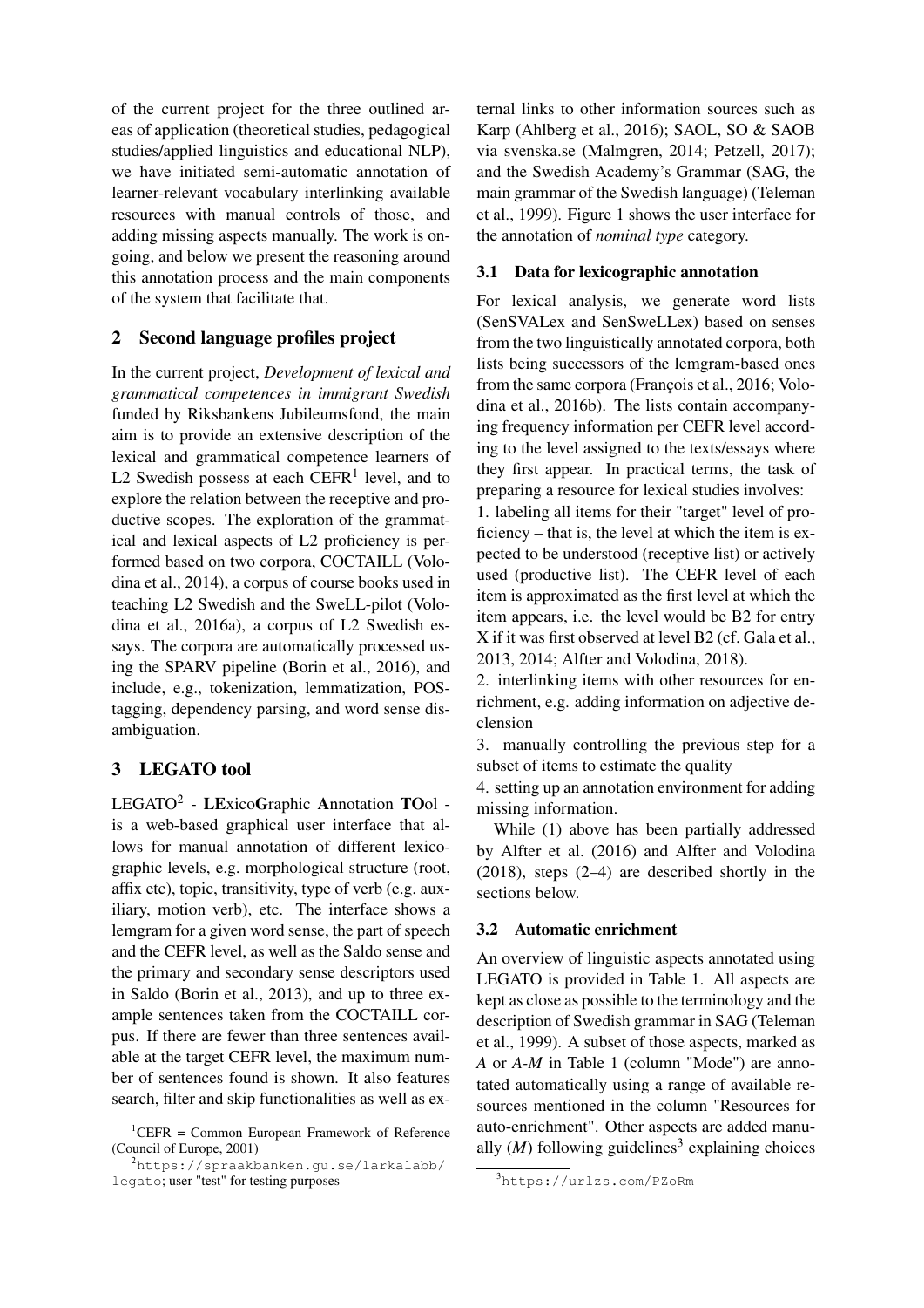of the current project for the three outlined areas of application (theoretical studies, pedagogical studies/applied linguistics and educational NLP), we have initiated semi-automatic annotation of learner-relevant vocabulary interlinking available resources with manual controls of those, and adding missing aspects manually. The work is ongoing, and below we present the reasoning around this annotation process and the main components of the system that facilitate that.

## 2 Second language profiles project

In the current project, *Development of lexical and grammatical competences in immigrant Swedish* funded by Riksbankens Jubileumsfond, the main aim is to provide an extensive description of the lexical and grammatical competence learners of L2 Swedish possess at each CEFR[1] level, and to explore the relation between the receptive and productive scopes. The exploration of the grammatical and lexical aspects of L2 proficiency is performed based on two corpora, COCTAILL (Volodina et al., 2014), a corpus of course books used in teaching L2 Swedish and the SweLL-pilot (Volodina et al., 2016a), a corpus of L2 Swedish essays. The corpora are automatically processed using the SPARV pipeline (Borin et al., 2016), and include, e.g., tokenization, lemmatization, POS-tagging, dependency parsing, and word sense disambiguation.

## 3 LEGATO tool

LEGATO[2] - **LE**xico**G**raphic **A**nnotation **TO**ol - is a web-based graphical user interface that allows for manual annotation of different lexicographic levels, e.g. morphological structure (root, affix etc), topic, transitivity, type of verb (e.g. auxiliary, motion verb), etc. The interface shows a lemgram for a given word sense, the part of speech and the CEFR level, as well as the Saldo sense and the primary and secondary sense descriptors used in Saldo (Borin et al., 2013), and up to three example sentences taken from the COCTAILL corpus. If there are fewer than three sentences available at the target CEFR level, the maximum number of sentences found is shown. It also features search, filter and skip functionalities as well as external links to other information sources such as Karp (Ahlberg et al., 2016); SAOL, SO & SAOB via svenska.se (Malmgren, 2014; Petzell, 2017); and the Swedish Academy's Grammar (SAG, the main grammar of the Swedish language) (Teleman et al., 1999). Figure 1 shows the user interface for the annotation of *nominal type* category.

### 3.1 Data for lexicographic annotation

For lexical analysis, we generate word lists (SenSVALex and SenSweLLex) based on senses from the two linguistically annotated corpora, both lists being successors of the lemgram-based ones from the same corpora (François et al., 2016; Volodina et al., 2016b). The lists contain accompanying frequency information per CEFR level according to the level assigned to the texts/essays where they first appear. In practical terms, the task of preparing a resource for lexical studies involves:

1. labeling all items for their "target" level of proficiency – that is, the level at which the item is expected to be understood (receptive list) or actively used (productive list). The CEFR level of each item is approximated as the first level at which the item appears, i.e. the level would be B2 for entry X if it was first observed at level B2 (cf. Gala et al., 2013, 2014; Alfter and Volodina, 2018).
2. interlinking items with other resources for enrichment, e.g. adding information on adjective declension
3. manually controlling the previous step for a subset of items to estimate the quality
4. setting up an annotation environment for adding missing information.

While (1) above has been partially addressed by Alfter et al. (2016) and Alfter and Volodina (2018), steps (2–4) are described shortly in the sections below.

### 3.2 Automatic enrichment

An overview of linguistic aspects annotated using LEGATO is provided in Table 1. All aspects are kept as close as possible to the terminology and the description of Swedish grammar in SAG (Teleman et al., 1999). A subset of those aspects, marked as *A* or *A-M* in Table 1 (column "Mode") are annotated automatically using a range of available resources mentioned in the column "Resources for auto-enrichment". Other aspects are added manually (*M*) following guidelines[3] explaining choices

[1] CEFR = Common European Framework of Reference (Council of Europe, 2001)

[2] https://spraakbanken.gu.se/larkalabb/legato; user "test" for testing purposes

[3] https://urlzs.com/PZoRm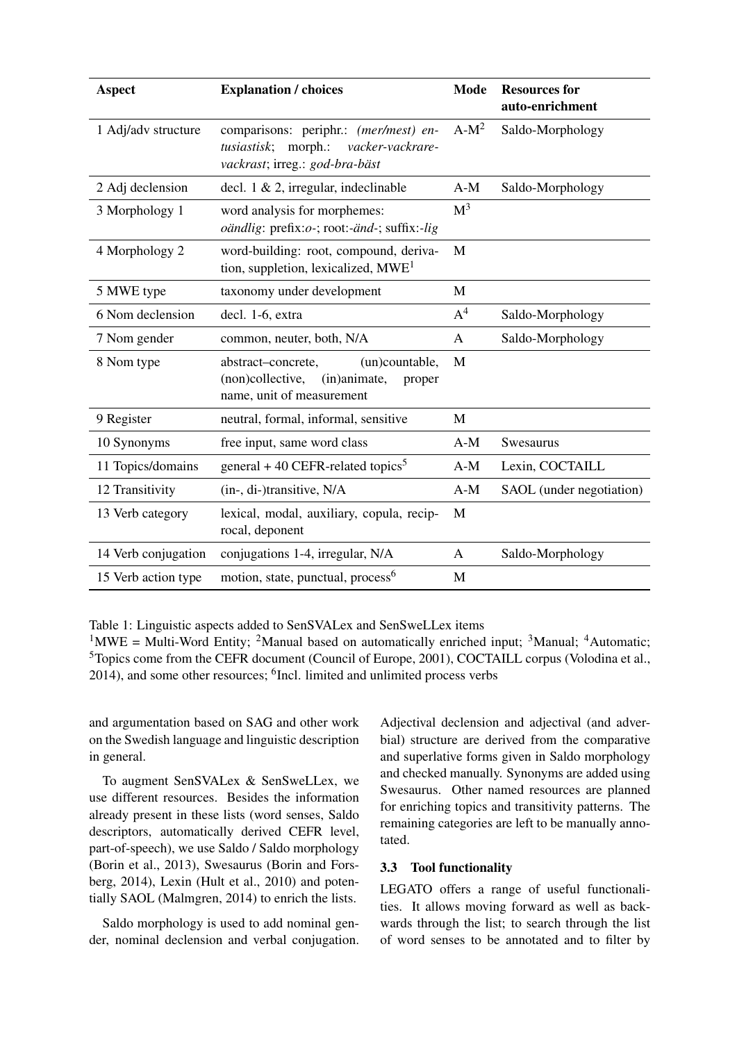| Aspect | Explanation / choices | Mode | Resources for auto-enrichment |
|---|---|---|---|
| 1 Adj/adv structure | comparisons: periphr.: *(mer/mest) entusiastisk*; morph.: *vacker-vackrare-vackrast*; irreg.: *god-bra-bäst* | A-M[2] | Saldo-Morphology |
| 2 Adj declension | decl. 1 & 2, irregular, indeclinable | A-M | Saldo-Morphology |
| 3 Morphology 1 | word analysis for morphemes: *oändlig*: prefix:*o-*; root:*-änd-*; suffix:*-lig* | M[3] | |
| 4 Morphology 2 | word-building: root, compound, derivation, suppletion, lexicalized, MWE[1] | M | |
| 5 MWE type | taxonomy under development | M | |
| 6 Nom declension | decl. 1-6, extra | A[4] | Saldo-Morphology |
| 7 Nom gender | common, neuter, both, N/A | A | Saldo-Morphology |
| 8 Nom type | abstract–concrete, (un)countable, (non)collective, (in)animate, proper name, unit of measurement | M | |
| 9 Register | neutral, formal, informal, sensitive | M | |
| 10 Synonyms | free input, same word class | A-M | Swesaurus |
| 11 Topics/domains | general + 40 CEFR-related topics[5] | A-M | Lexin, COCTAILL |
| 12 Transitivity | (in-, di-)transitive, N/A | A-M | SAOL (under negotiation) |
| 13 Verb category | lexical, modal, auxiliary, copula, reciprocal, deponent | M | |
| 14 Verb conjugation | conjugations 1-4, irregular, N/A | A | Saldo-Morphology |
| 15 Verb action type | motion, state, punctual, process[6] | M | |

Table 1: Linguistic aspects added to SenSVALex and SenSweLLex items
[1]MWE = Multi-Word Entity; [2]Manual based on automatically enriched input; [3]Manual; [4]Automatic; [5]Topics come from the CEFR document (Council of Europe, 2001), COCTAILL corpus (Volodina et al., 2014), and some other resources; [6]Incl. limited and unlimited process verbs

and argumentation based on SAG and other work on the Swedish language and linguistic description in general.

To augment SenSVALex & SenSweLLex, we use different resources. Besides the information already present in these lists (word senses, Saldo descriptors, automatically derived CEFR level, part-of-speech), we use Saldo / Saldo morphology (Borin et al., 2013), Swesaurus (Borin and Forsberg, 2014), Lexin (Hult et al., 2010) and potentially SAOL (Malmgren, 2014) to enrich the lists.

Saldo morphology is used to add nominal gender, nominal declension and verbal conjugation. Adjectival declension and adjectival (and adverbial) structure are derived from the comparative and superlative forms given in Saldo morphology and checked manually. Synonyms are added using Swesaurus. Other named resources are planned for enriching topics and transitivity patterns. The remaining categories are left to be manually annotated.

### 3.3 Tool functionality

LEGATO offers a range of useful functionalities. It allows moving forward as well as backwards through the list; to search through the list of word senses to be annotated and to filter by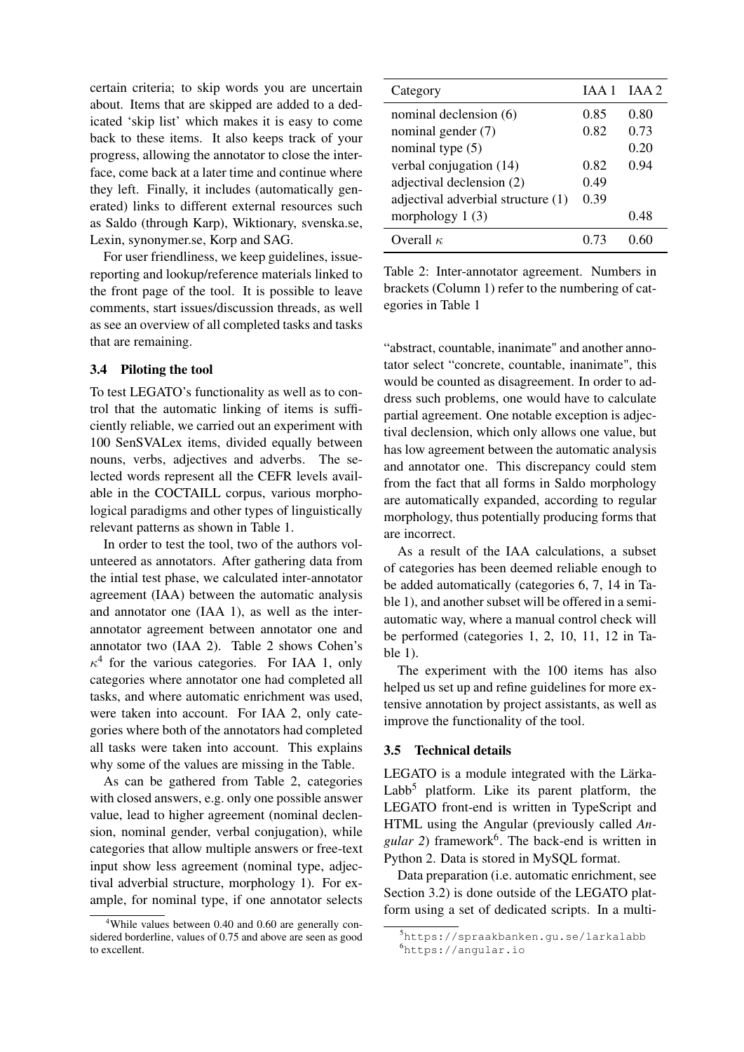certain criteria; to skip words you are uncertain about. Items that are skipped are added to a dedicated 'skip list' which makes it is easy to come back to these items. It also keeps track of your progress, allowing the annotator to close the interface, come back at a later time and continue where they left. Finally, it includes (automatically generated) links to different external resources such as Saldo (through Karp), Wiktionary, svenska.se, Lexin, synonymer.se, Korp and SAG.

For user friendliness, we keep guidelines, issue-reporting and lookup/reference materials linked to the front page of the tool. It is possible to leave comments, start issues/discussion threads, as well as see an overview of all completed tasks and tasks that are remaining.

### 3.4 Piloting the tool

To test LEGATO's functionality as well as to control that the automatic linking of items is sufficiently reliable, we carried out an experiment with 100 SenSVALex items, divided equally between nouns, verbs, adjectives and adverbs. The selected words represent all the CEFR levels available in the COCTAILL corpus, various morphological paradigms and other types of linguistically relevant patterns as shown in Table 1.

In order to test the tool, two of the authors volunteered as annotators. After gathering data from the intial test phase, we calculated inter-annotator agreement (IAA) between the automatic analysis and annotator one (IAA 1), as well as the inter-annotator agreement between annotator one and annotator two (IAA 2). Table 2 shows Cohen's $\kappa$[4] for the various categories. For IAA 1, only categories where annotator one had completed all tasks, and where automatic enrichment was used, were taken into account. For IAA 2, only categories where both of the annotators had completed all tasks were taken into account. This explains why some of the values are missing in the Table.

As can be gathered from Table 2, categories with closed answers, e.g. only one possible answer value, lead to higher agreement (nominal declension, nominal gender, verbal conjugation), while categories that allow multiple answers or free-text input show less agreement (nominal type, adjectival adverbial structure, morphology 1). For example, for nominal type, if one annotator selects "abstract, countable, inanimate" and another annotator select "concrete, countable, inanimate", this would be counted as disagreement. In order to address such problems, one would have to calculate partial agreement. One notable exception is adjectival declension, which only allows one value, but has low agreement between the automatic analysis and annotator one. This discrepancy could stem from the fact that all forms in Saldo morphology are automatically expanded, according to regular morphology, thus potentially producing forms that are incorrect.

| Category | IAA 1 | IAA 2 |
|---|---|---|
| nominal declension (6) | 0.85 | 0.80 |
| nominal gender (7) | 0.82 | 0.73 |
| nominal type (5) | | 0.20 |
| verbal conjugation (14) | 0.82 | 0.94 |
| adjectival declension (2) | 0.49 | |
| adjectival adverbial structure (1) | 0.39 | |
| morphology 1 (3) | | 0.48 |
| Overall $\kappa$ | 0.73 | 0.60 |

Table 2: Inter-annotator agreement. Numbers in brackets (Column 1) refer to the numbering of categories in Table 1

As a result of the IAA calculations, a subset of categories has been deemed reliable enough to be added automatically (categories 6, 7, 14 in Table 1), and another subset will be offered in a semi-automatic way, where a manual control check will be performed (categories 1, 2, 10, 11, 12 in Table 1).

The experiment with the 100 items has also helped us set up and refine guidelines for more extensive annotation by project assistants, as well as improve the functionality of the tool.

### 3.5 Technical details

LEGATO is a module integrated with the Lärka-Labb[5] platform. Like its parent platform, the LEGATO front-end is written in TypeScript and HTML using the Angular (previously called *Angular 2*) framework[6]. The back-end is written in Python 2. Data is stored in MySQL format.

Data preparation (i.e. automatic enrichment, see Section 3.2) is done outside of the LEGATO platform using a set of dedicated scripts. In a multi-

[4] While values between 0.40 and 0.60 are generally considered borderline, values of 0.75 and above are seen as good to excellent.

[5] https://spraakbanken.gu.se/larkalabb

[6] https://angular.io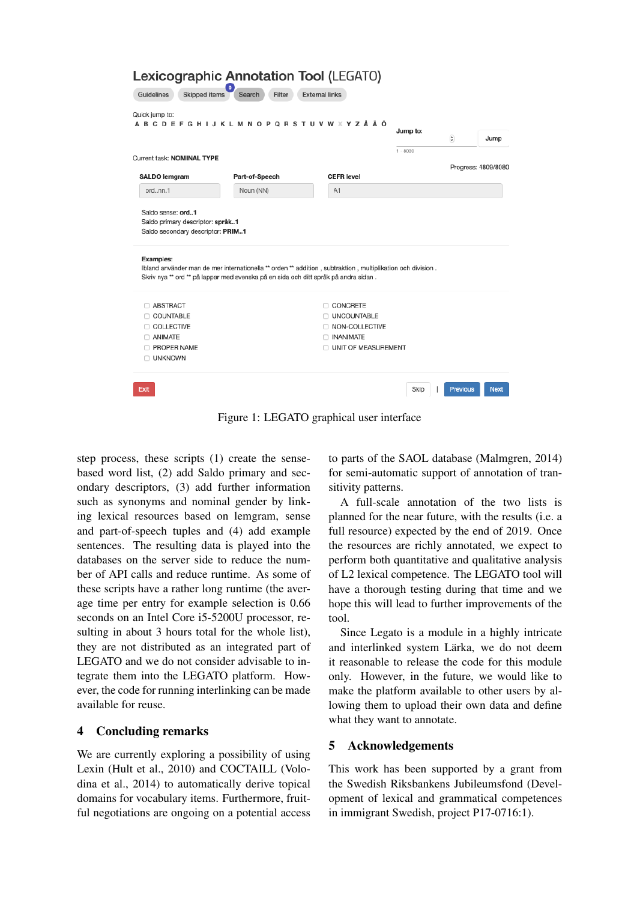Lexicographic Annotation Tool (LEGATO)

Guidelines | Skipped items 0 | Search | Filter | External links

Quick jump to:
A B C D E F G H I J K L M N O P Q R S T U V W X Y Z Å Ä Ö

Jump to: Jump
1 - 8080

Current task: **NOMINAL TYPE**

Progress: 4809/8080

| SALDO lemgram | Part-of-Speech | CEFR level |
|---|---|---|
| ord..nn.1 | Noun (NN) | A1 |

Saldo sense: **ord..1**
Saldo primary descriptor: **språk..1**
Saldo secondary descriptor: **PRIM..1**

**Examples:**
Ibland använder man de mer internationella ** orden ** addition , subtraktion , multiplikation och division .
Skriv nya ** ord ** på lappar med svenska på en sida och ditt språk på andra sidan .

- ABSTRACT
- CONCRETE
- COUNTABLE
- UNCOUNTABLE
- COLLECTIVE
- NON-COLLECTIVE
- ANIMATE
- INANIMATE
- PROPER NAME
- UNIT OF MEASUREMENT
- UNKNOWN

Exit | Skip | Previous | Next

Figure 1: LEGATO graphical user interface

step process, these scripts (1) create the sense-based word list, (2) add Saldo primary and secondary descriptors, (3) add further information such as synonyms and nominal gender by linking lexical resources based on lemgram, sense and part-of-speech tuples and (4) add example sentences. The resulting data is played into the databases on the server side to reduce the number of API calls and reduce runtime. As some of these scripts have a rather long runtime (the average time per entry for example selection is 0.66 seconds on an Intel Core i5-5200U processor, resulting in about 3 hours total for the whole list), they are not distributed as an integrated part of LEGATO and we do not consider advisable to integrate them into the LEGATO platform. However, the code for running interlinking can be made available for reuse.

## 4 Concluding remarks

We are currently exploring a possibility of using Lexin (Hult et al., 2010) and COCTAILL (Volodina et al., 2014) to automatically derive topical domains for vocabulary items. Furthermore, fruitful negotiations are ongoing on a potential access to parts of the SAOL database (Malmgren, 2014) for semi-automatic support of annotation of transitivity patterns.

A full-scale annotation of the two lists is planned for the near future, with the results (i.e. a full resource) expected by the end of 2019. Once the resources are richly annotated, we expect to perform both quantitative and qualitative analysis of L2 lexical competence. The LEGATO tool will have a thorough testing during that time and we hope this will lead to further improvements of the tool.

Since Legato is a module in a highly intricate and interlinked system Lärka, we do not deem it reasonable to release the code for this module only. However, in the future, we would like to make the platform available to other users by allowing them to upload their own data and define what they want to annotate.

## 5 Acknowledgements

This work has been supported by a grant from the Swedish Riksbankens Jubileumsfond (Development of lexical and grammatical competences in immigrant Swedish, project P17-0716:1).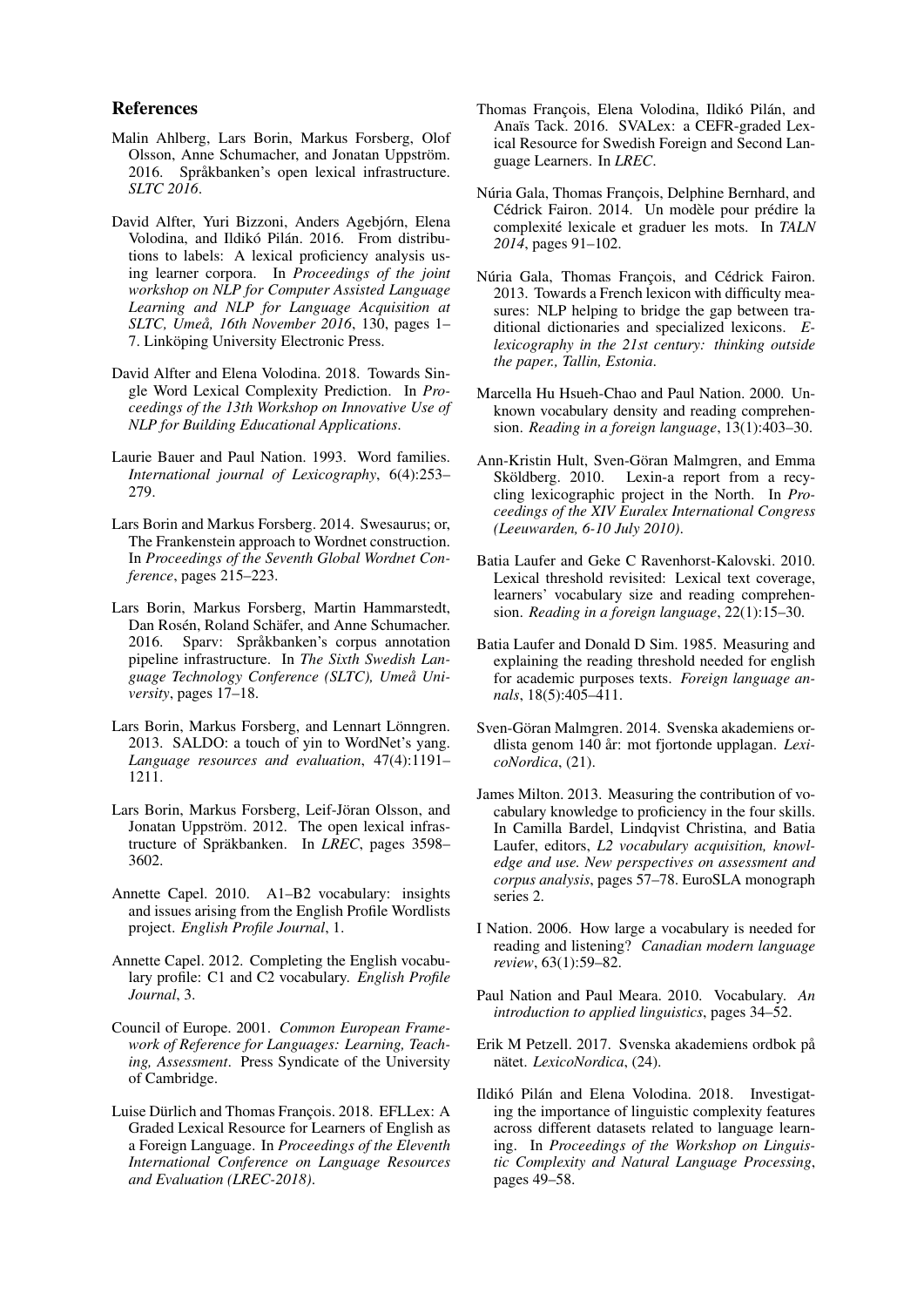## References

Malin Ahlberg, Lars Borin, Markus Forsberg, Olof Olsson, Anne Schumacher, and Jonatan Uppström. 2016. Språkbanken's open lexical infrastructure. *SLTC 2016*.

David Alfter, Yuri Bizzoni, Anders Agebjörn, Elena Volodina, and Ildikó Pilán. 2016. From distributions to labels: A lexical proficiency analysis using learner corpora. In *Proceedings of the joint workshop on NLP for Computer Assisted Language Learning and NLP for Language Acquisition at SLTC, Umeå, 16th November 2016*, 130, pages 1–7. Linköping University Electronic Press.

David Alfter and Elena Volodina. 2018. Towards Single Word Lexical Complexity Prediction. In *Proceedings of the 13th Workshop on Innovative Use of NLP for Building Educational Applications*.

Laurie Bauer and Paul Nation. 1993. Word families. *International journal of Lexicography*, 6(4):253–279.

Lars Borin and Markus Forsberg. 2014. Swesaurus; or, The Frankenstein approach to Wordnet construction. In *Proceedings of the Seventh Global Wordnet Conference*, pages 215–223.

Lars Borin, Markus Forsberg, Martin Hammarstedt, Dan Rosén, Roland Schäfer, and Anne Schumacher. 2016. Sparv: Språkbanken's corpus annotation pipeline infrastructure. In *The Sixth Swedish Language Technology Conference (SLTC), Umeå University*, pages 17–18.

Lars Borin, Markus Forsberg, and Lennart Lönngren. 2013. SALDO: a touch of yin to WordNet's yang. *Language resources and evaluation*, 47(4):1191–1211.

Lars Borin, Markus Forsberg, Leif-Jöran Olsson, and Jonatan Uppström. 2012. The open lexical infrastructure of Spräkbanken. In *LREC*, pages 3598–3602.

Annette Capel. 2010. A1–B2 vocabulary: insights and issues arising from the English Profile Wordlists project. *English Profile Journal*, 1.

Annette Capel. 2012. Completing the English vocabulary profile: C1 and C2 vocabulary. *English Profile Journal*, 3.

Council of Europe. 2001. *Common European Framework of Reference for Languages: Learning, Teaching, Assessment*. Press Syndicate of the University of Cambridge.

Luise Dürlich and Thomas François. 2018. EFLLex: A Graded Lexical Resource for Learners of English as a Foreign Language. In *Proceedings of the Eleventh International Conference on Language Resources and Evaluation (LREC-2018)*.

Thomas François, Elena Volodina, Ildikó Pilán, and Anaïs Tack. 2016. SVALex: a CEFR-graded Lexical Resource for Swedish Foreign and Second Language Learners. In *LREC*.

Núria Gala, Thomas François, Delphine Bernhard, and Cédrick Fairon. 2014. Un modèle pour prédire la complexité lexicale et graduer les mots. In *TALN 2014*, pages 91–102.

Núria Gala, Thomas François, and Cédrick Fairon. 2013. Towards a French lexicon with difficulty measures: NLP helping to bridge the gap between traditional dictionaries and specialized lexicons. *E-lexicography in the 21st century: thinking outside the paper., Tallin, Estonia*.

Marcella Hu Hsueh-Chao and Paul Nation. 2000. Unknown vocabulary density and reading comprehension. *Reading in a foreign language*, 13(1):403–30.

Ann-Kristin Hult, Sven-Göran Malmgren, and Emma Sköldberg. 2010. Lexin-a report from a recycling lexicographic project in the North. In *Proceedings of the XIV Euralex International Congress (Leeuwarden, 6-10 July 2010)*.

Batia Laufer and Geke C Ravenhorst-Kalovski. 2010. Lexical threshold revisited: Lexical text coverage, learners' vocabulary size and reading comprehension. *Reading in a foreign language*, 22(1):15–30.

Batia Laufer and Donald D Sim. 1985. Measuring and explaining the reading threshold needed for english for academic purposes texts. *Foreign language annals*, 18(5):405–411.

Sven-Göran Malmgren. 2014. Svenska akademiens ordlista genom 140 år: mot fjortonde upplagan. *LexicoNordica*, (21).

James Milton. 2013. Measuring the contribution of vocabulary knowledge to proficiency in the four skills. In Camilla Bardel, Lindqvist Christina, and Batia Laufer, editors, *L2 vocabulary acquisition, knowledge and use. New perspectives on assessment and corpus analysis*, pages 57–78. EuroSLA monograph series 2.

I Nation. 2006. How large a vocabulary is needed for reading and listening? *Canadian modern language review*, 63(1):59–82.

Paul Nation and Paul Meara. 2010. Vocabulary. *An introduction to applied linguistics*, pages 34–52.

Erik M Petzell. 2017. Svenska akademiens ordbok på nätet. *LexicoNordica*, (24).

Ildikó Pilán and Elena Volodina. 2018. Investigating the importance of linguistic complexity features across different datasets related to language learning. In *Proceedings of the Workshop on Linguistic Complexity and Natural Language Processing*, pages 49–58.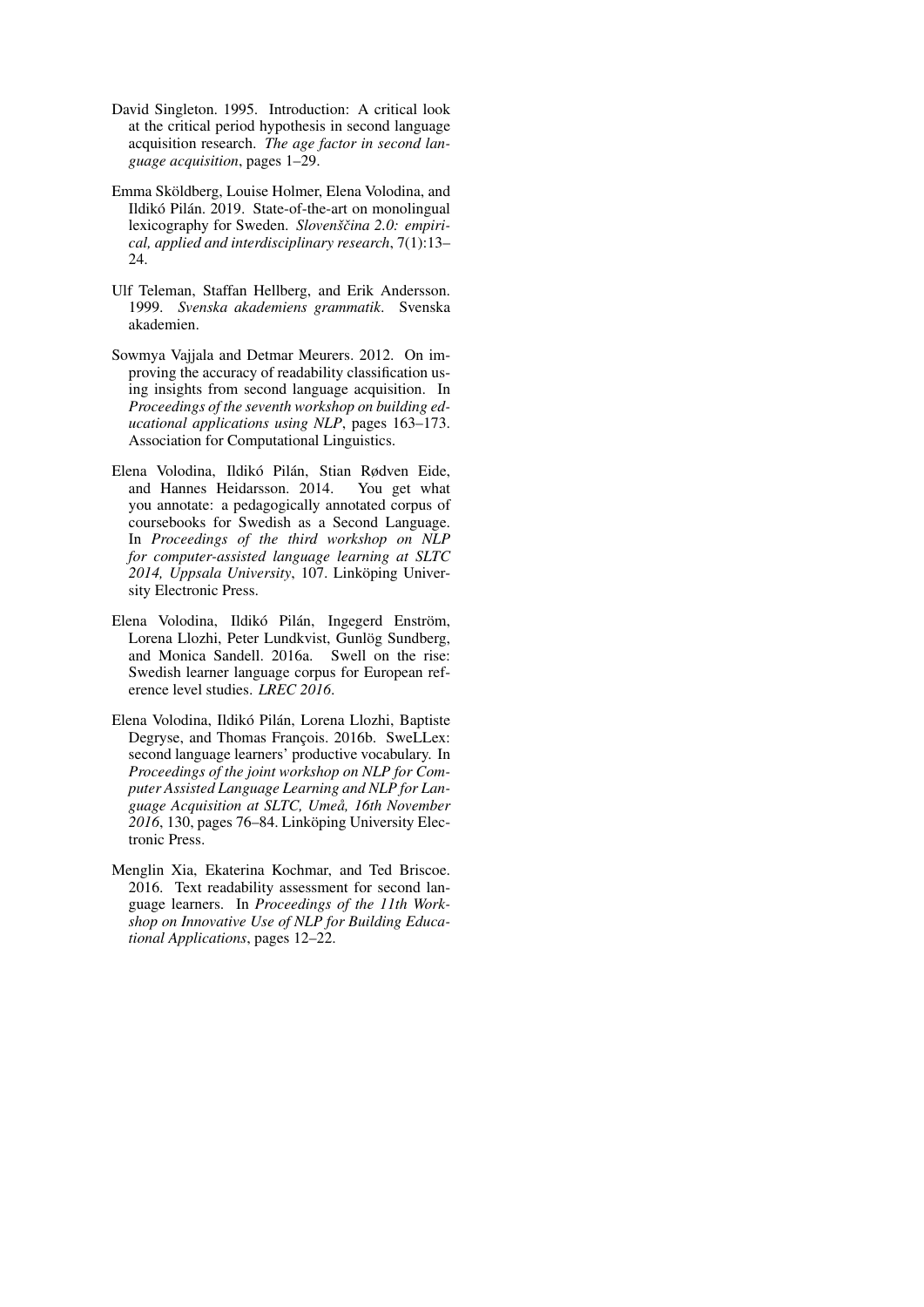David Singleton. 1995. Introduction: A critical look at the critical period hypothesis in second language acquisition research. *The age factor in second language acquisition*, pages 1–29.

Emma Sköldberg, Louise Holmer, Elena Volodina, and Ildikó Pilán. 2019. State-of-the-art on monolingual lexicography for Sweden. *Slovenščina 2.0: empirical, applied and interdisciplinary research*, 7(1):13–24.

Ulf Teleman, Staffan Hellberg, and Erik Andersson. 1999. *Svenska akademiens grammatik*. Svenska akademien.

Sowmya Vajjala and Detmar Meurers. 2012. On improving the accuracy of readability classification using insights from second language acquisition. In *Proceedings of the seventh workshop on building educational applications using NLP*, pages 163–173. Association for Computational Linguistics.

Elena Volodina, Ildikó Pilán, Stian Rødven Eide, and Hannes Heidarsson. 2014. You get what you annotate: a pedagogically annotated corpus of coursebooks for Swedish as a Second Language. In *Proceedings of the third workshop on NLP for computer-assisted language learning at SLTC 2014, Uppsala University*, 107. Linköping University Electronic Press.

Elena Volodina, Ildikó Pilán, Ingegerd Enström, Lorena Llozhi, Peter Lundkvist, Gunlög Sundberg, and Monica Sandell. 2016a. Swell on the rise: Swedish learner language corpus for European reference level studies. *LREC 2016*.

Elena Volodina, Ildikó Pilán, Lorena Llozhi, Baptiste Degryse, and Thomas François. 2016b. SweLLex: second language learners' productive vocabulary. In *Proceedings of the joint workshop on NLP for Computer Assisted Language Learning and NLP for Language Acquisition at SLTC, Umeå, 16th November 2016*, 130, pages 76–84. Linköping University Electronic Press.

Menglin Xia, Ekaterina Kochmar, and Ted Briscoe. 2016. Text readability assessment for second language learners. In *Proceedings of the 11th Workshop on Innovative Use of NLP for Building Educational Applications*, pages 12–22.